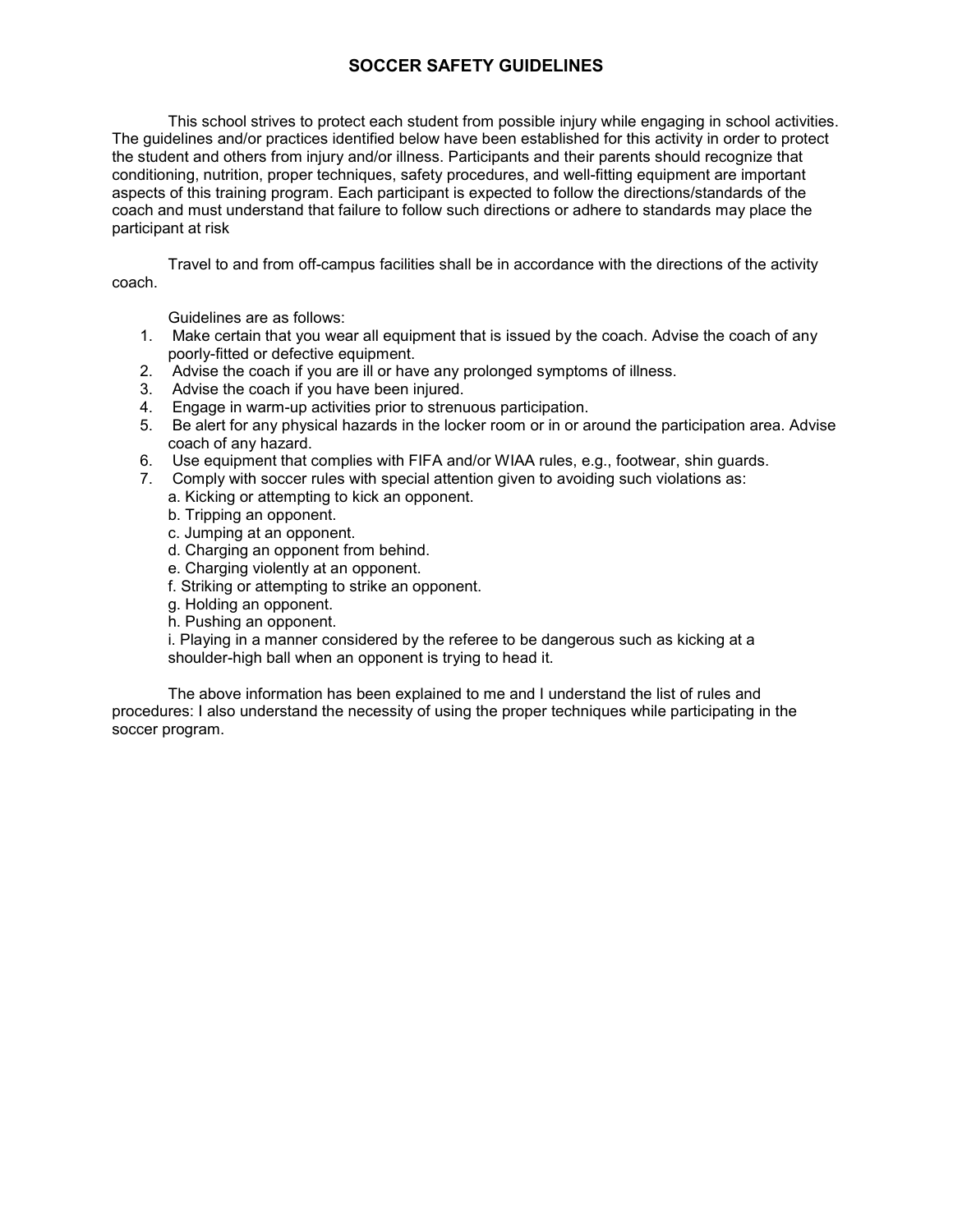# SOCCER SAFETY GUIDELINES

This school strives to protect each student from possible injury while engaging in school activities. The guidelines and/or practices identified below have been established for this activity in order to protect the student and others from injury and/or illness. Participants and their parents should recognize that conditioning, nutrition, proper techniques, safety procedures, and well-fitting equipment are important aspects of this training program. Each participant is expected to follow the directions/standards of the coach and must understand that failure to follow such directions or adhere to standards may place the participant at risk

Travel to and from off-campus facilities shall be in accordance with the directions of the activity coach.

Guidelines are as follows:

1. Make certain that you wear all equipment that is issued by the coach. Advise the coach of any poorly-fitted or defective equipment.
2. Advise the coach if you are ill or have any prolonged symptoms of illness.
3. Advise the coach if you have been injured.
4. Engage in warm-up activities prior to strenuous participation.
5. Be alert for any physical hazards in the locker room or in or around the participation area. Advise coach of any hazard.
6. Use equipment that complies with FIFA and/or WIAA rules, e.g., footwear, shin guards.
7. Comply with soccer rules with special attention given to avoiding such violations as:
   a. Kicking or attempting to kick an opponent.
   b. Tripping an opponent.
   c. Jumping at an opponent.
   d. Charging an opponent from behind.
   e. Charging violently at an opponent.
   f. Striking or attempting to strike an opponent.
   g. Holding an opponent.
   h. Pushing an opponent.
   i. Playing in a manner considered by the referee to be dangerous such as kicking at a shoulder-high ball when an opponent is trying to head it.

The above information has been explained to me and I understand the list of rules and procedures: I also understand the necessity of using the proper techniques while participating in the soccer program.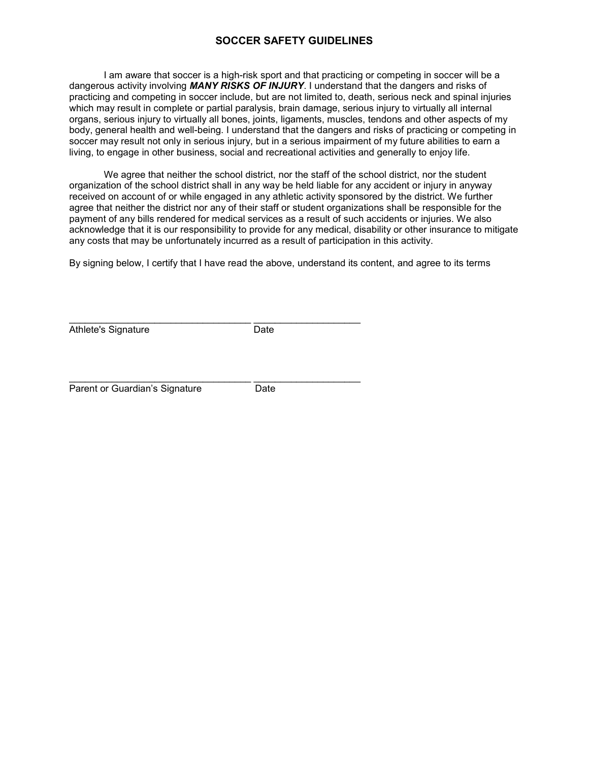# SOCCER SAFETY GUIDELINES

I am aware that soccer is a high-risk sport and that practicing or competing in soccer will be a dangerous activity involving ***MANY RISKS OF INJURY***. I understand that the dangers and risks of practicing and competing in soccer include, but are not limited to, death, serious neck and spinal injuries which may result in complete or partial paralysis, brain damage, serious injury to virtually all internal organs, serious injury to virtually all bones, joints, ligaments, muscles, tendons and other aspects of my body, general health and well-being. I understand that the dangers and risks of practicing or competing in soccer may result not only in serious injury, but in a serious impairment of my future abilities to earn a living, to engage in other business, social and recreational activities and generally to enjoy life.

We agree that neither the school district, nor the staff of the school district, nor the student organization of the school district shall in any way be held liable for any accident or injury in anyway received on account of or while engaged in any athletic activity sponsored by the district. We further agree that neither the district nor any of their staff or student organizations shall be responsible for the payment of any bills rendered for medical services as a result of such accidents or injuries. We also acknowledge that it is our responsibility to provide for any medical, disability or other insurance to mitigate any costs that may be unfortunately incurred as a result of participation in this activity.

By signing below, I certify that I have read the above, understand its content, and agree to its terms

___________________________________ ____________________

Athlete's Signature Date

___________________________________ ____________________

Parent or Guardian's Signature Date